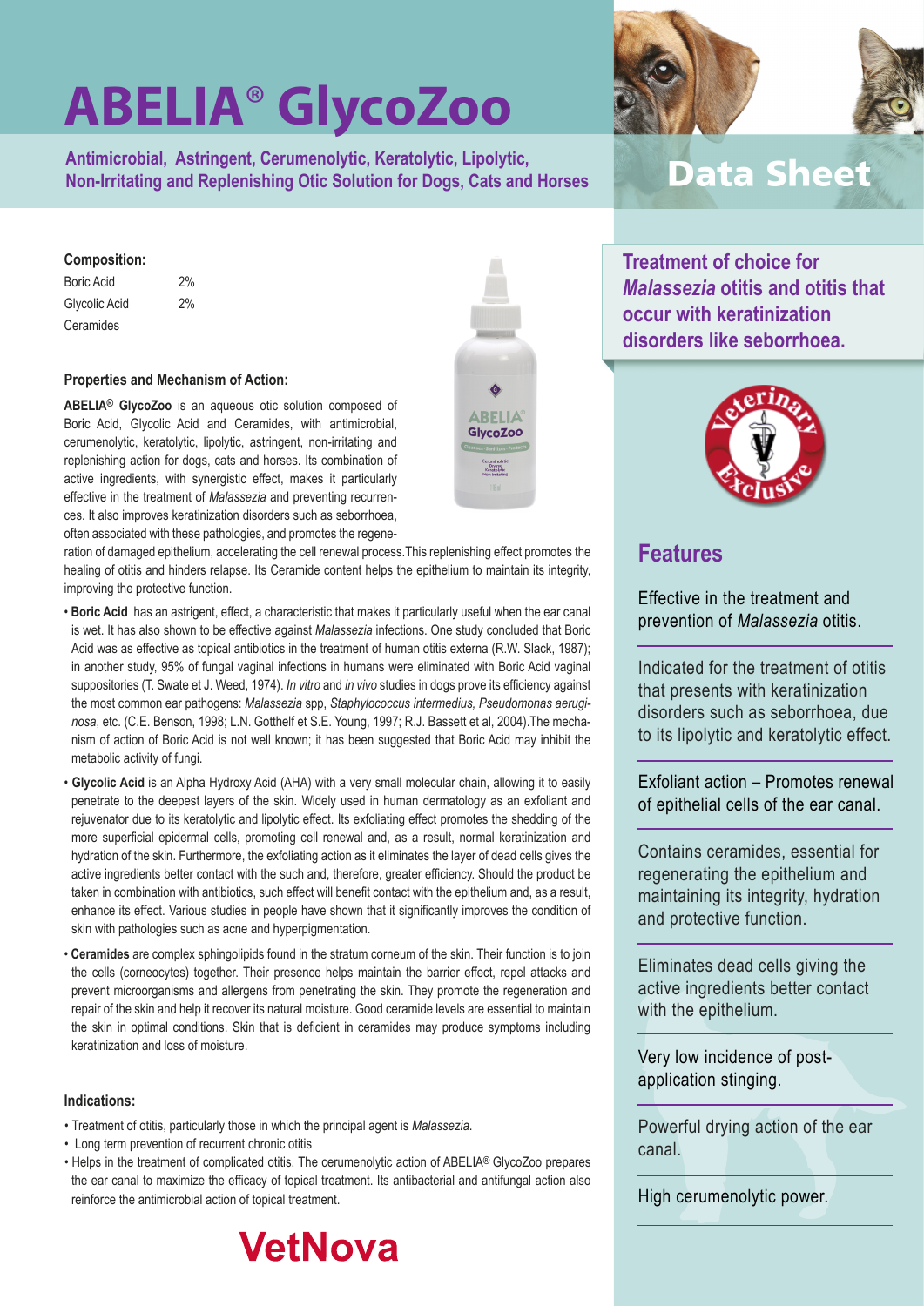# ABELIA® GlycoZoo

**Antimicrobial, Astringent, Cerumenolytic, Keratolytic, Lipolytic, Non-Irritating and Replenishing Otic Solution for Dogs, Cats and Horses**

## Data Sheet

**Composition:**

| | |
|---|---|
| Boric Acid | 2% |
| Glycolic Acid | 2% |
| Ceramides | |

**Properties and Mechanism of Action:**

**ABELIA® GlycoZoo** is an aqueous otic solution composed of Boric Acid, Glycolic Acid and Ceramides, with antimicrobial, cerumenolytic, keratolytic, lipolytic, astringent, non-irritating and replenishing action for dogs, cats and horses. Its combination of active ingredients, with synergistic effect, makes it particularly effective in the treatment of *Malassezia* and preventing recurrences. It also improves keratinization disorders such as seborrhoea, often associated with these pathologies, and promotes the regeneration of damaged epithelium, accelerating the cell renewal process.This replenishing effect promotes the healing of otitis and hinders relapse. Its Ceramide content helps the epithelium to maintain its integrity, improving the protective function.

- **Boric Acid** has an astrigent, effect, a characteristic that makes it particularly useful when the ear canal is wet. It has also shown to be effective against *Malassezia* infections. One study concluded that Boric Acid was as effective as topical antibiotics in the treatment of human otitis externa (R.W. Slack, 1987); in another study, 95% of fungal vaginal infections in humans were eliminated with Boric Acid vaginal suppositories (T. Swate et J. Weed, 1974). *In vitro* and *in vivo* studies in dogs prove its efficiency against the most common ear pathogens: *Malassezia* spp, *Staphylococcus intermedius, Pseudomonas aeruginosa*, etc. (C.E. Benson, 1998; L.N. Gotthelf et S.E. Young, 1997; R.J. Bassett et al, 2004).The mechanism of action of Boric Acid is not well known; it has been suggested that Boric Acid may inhibit the metabolic activity of fungi.
- **Glycolic Acid** is an Alpha Hydroxy Acid (AHA) with a very small molecular chain, allowing it to easily penetrate to the deepest layers of the skin. Widely used in human dermatology as an exfoliant and rejuvenator due to its keratolytic and lipolytic effect. Its exfoliating effect promotes the shedding of the more superficial epidermal cells, promoting cell renewal and, as a result, normal keratinization and hydration of the skin. Furthermore, the exfoliating action as it eliminates the layer of dead cells gives the active ingredients better contact with the such and, therefore, greater efficiency. Should the product be taken in combination with antibiotics, such effect will benefit contact with the epithelium and, as a result, enhance its effect. Various studies in people have shown that it significantly improves the condition of skin with pathologies such as acne and hyperpigmentation.
- **Ceramides** are complex sphingolipids found in the stratum corneum of the skin. Their function is to join the cells (corneocytes) together. Their presence helps maintain the barrier effect, repel attacks and prevent microorganisms and allergens from penetrating the skin. They promote the regeneration and repair of the skin and help it recover its natural moisture. Good ceramide levels are essential to maintain the skin in optimal conditions. Skin that is deficient in ceramides may produce symptoms including keratinization and loss of moisture.

**Indications:**

- Treatment of otitis, particularly those in which the principal agent is *Malassezia*.
- Long term prevention of recurrent chronic otitis
- Helps in the treatment of complicated otitis. The cerumenolytic action of ABELIA® GlycoZoo prepares the ear canal to maximize the efficacy of topical treatment. Its antibacterial and antifungal action also reinforce the antimicrobial action of topical treatment.

**Treatment of choice for *Malassezia* otitis and otitis that occur with keratinization disorders like seborrhoea.**

## Features

Effective in the treatment and prevention of *Malassezia* otitis.

Indicated for the treatment of otitis that presents with keratinization disorders such as seborrhoea, due to its lipolytic and keratolytic effect.

Exfoliant action – Promotes renewal of epithelial cells of the ear canal.

Contains ceramides, essential for regenerating the epithelium and maintaining its integrity, hydration and protective function.

Eliminates dead cells giving the active ingredients better contact with the epithelium.

Very low incidence of post-application stinging.

Powerful drying action of the ear canal.

High cerumenolytic power.

VetNova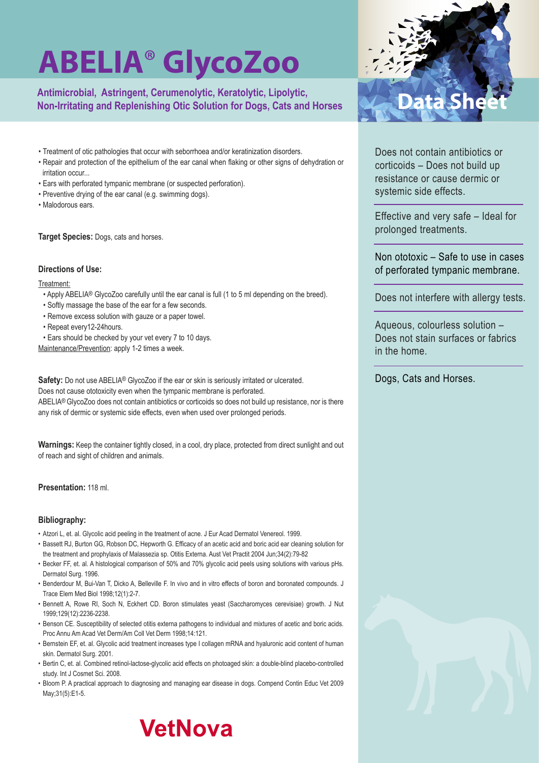# ABELIA® GlycoZoo

**Antimicrobial, Astringent, Cerumenolytic, Keratolytic, Lipolytic, Non-Irritating and Replenishing Otic Solution for Dogs, Cats and Horses**

## Data Sheet

- Treatment of otic pathologies that occur with seborrhoea and/or keratinization disorders.
- Repair and protection of the epithelium of the ear canal when flaking or other signs of dehydration or irritation occur...
- Ears with perforated tympanic membrane (or suspected perforation).
- Preventive drying of the ear canal (e.g. swimming dogs).
- Malodorous ears.

**Target Species:** Dogs, cats and horses.

**Directions of Use:**

Treatment:

- Apply ABELIA® GlycoZoo carefully until the ear canal is full (1 to 5 ml depending on the breed).
- Softly massage the base of the ear for a few seconds.
- Remove excess solution with gauze or a paper towel.
- Repeat every12-24hours.
- Ears should be checked by your vet every 7 to 10 days.

Maintenance/Prevention: apply 1-2 times a week.

**Safety:** Do not use ABELIA® GlycoZoo if the ear or skin is seriously irritated or ulcerated.
Does not cause ototoxicity even when the tympanic membrane is perforated.
ABELIA® GlycoZoo does not contain antibiotics or corticoids so does not build up resistance, nor is there any risk of dermic or systemic side effects, even when used over prolonged periods.

**Warnings:** Keep the container tightly closed, in a cool, dry place, protected from direct sunlight and out of reach and sight of children and animals.

**Presentation:** 118 ml.

**Bibliography:**

- Atzori L, et. al. Glycolic acid peeling in the treatment of acne. J Eur Acad Dermatol Venereol. 1999.
- Bassett RJ, Burton GG, Robson DC, Hepworth G. Efficacy of an acetic acid and boric acid ear cleaning solution for the treatment and prophylaxis of Malassezia sp. Otitis Externa. Aust Vet Practit 2004 Jun;34(2):79-82
- Becker FF, et. al. A histological comparison of 50% and 70% glycolic acid peels using solutions with various pHs. Dermatol Surg. 1996.
- Benderdour M, Bui-Van T, Dicko A, Belleville F. In vivo and in vitro effects of boron and boronated compounds. J Trace Elem Med Biol 1998;12(1):2-7.
- Bennett A, Rowe RI, Soch N, Eckhert CD. Boron stimulates yeast (Saccharomyces cerevisiae) growth. J Nut 1999;129(12):2236-2238.
- Benson CE. Susceptibility of selected otitis externa pathogens to individual and mixtures of acetic and boric acids. Proc Annu Am Acad Vet Derm/Am Coll Vet Derm 1998;14:121.
- Bernstein EF, et. al. Glycolic acid treatment increases type I collagen mRNA and hyaluronic acid content of human skin. Dermatol Surg. 2001.
- Bertin C, et. al. Combined retinol-lactose-glycolic acid effects on photoaged skin: a double-blind placebo-controlled study. Int J Cosmet Sci. 2008.
- Bloom P. A practical approach to diagnosing and managing ear disease in dogs. Compend Contin Educ Vet 2009 May;31(5):E1-5.

Does not contain antibiotics or corticoids – Does not build up resistance or cause dermic or systemic side effects.

Effective and very safe – Ideal for prolonged treatments.

Non ototoxic – Safe to use in cases of perforated tympanic membrane.

Does not interfere with allergy tests.

Aqueous, colourless solution – Does not stain surfaces or fabrics in the home.

Dogs, Cats and Horses.

VetNova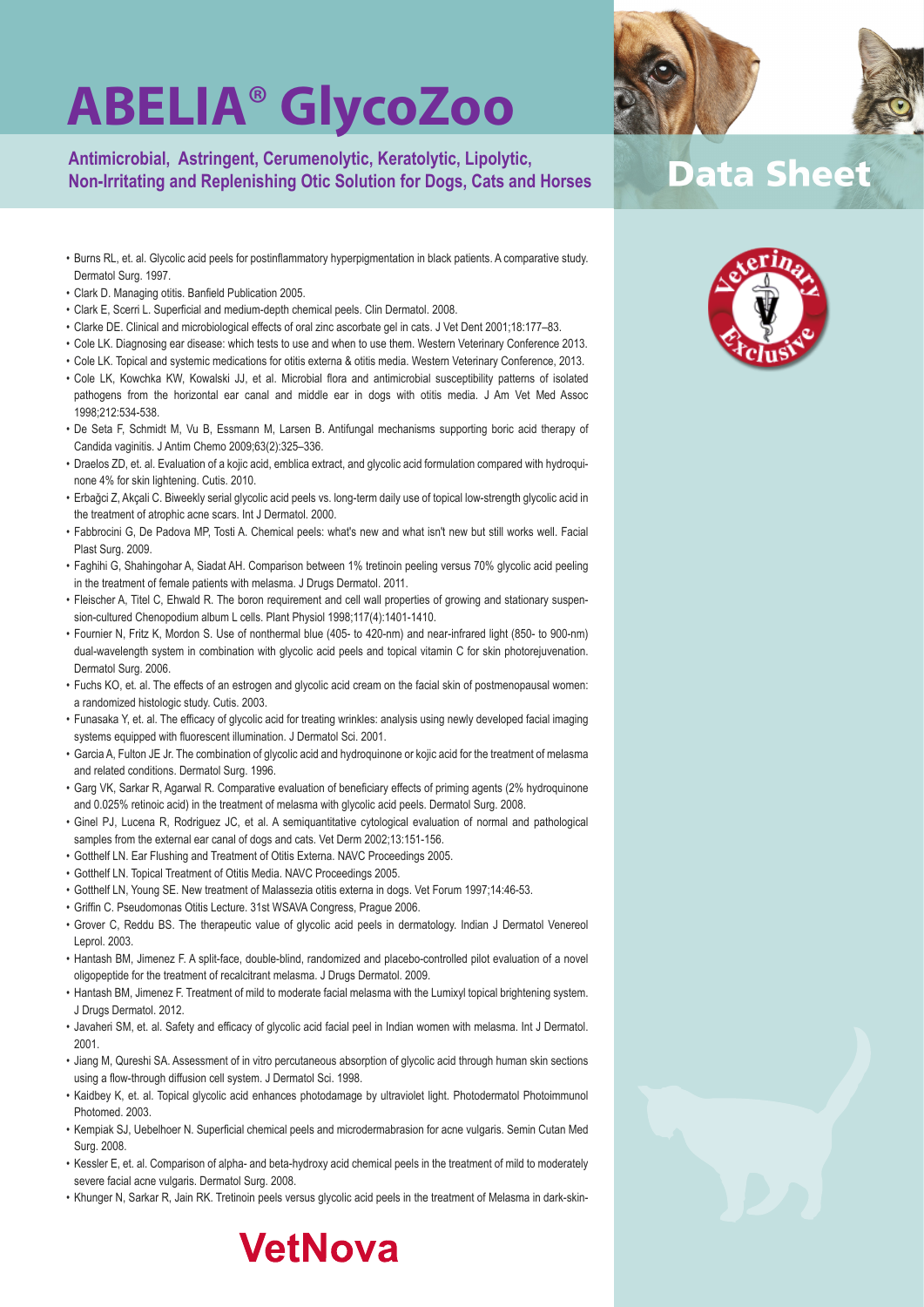# ABELIA® GlycoZoo

**Antimicrobial, Astringent, Cerumenolytic, Keratolytic, Lipolytic, Non-Irritating and Replenishing Otic Solution for Dogs, Cats and Horses**

## Data Sheet

- Burns RL, et. al. Glycolic acid peels for postinflammatory hyperpigmentation in black patients. A comparative study. Dermatol Surg. 1997.
- Clark D. Managing otitis. Banfield Publication 2005.
- Clark E, Scerri L. Superficial and medium-depth chemical peels. Clin Dermatol. 2008.
- Clarke DE. Clinical and microbiological effects of oral zinc ascorbate gel in cats. J Vet Dent 2001;18:177–83.
- Cole LK. Diagnosing ear disease: which tests to use and when to use them. Western Veterinary Conference 2013.
- Cole LK. Topical and systemic medications for otitis externa & otitis media. Western Veterinary Conference, 2013.
- Cole LK, Kowchka KW, Kowalski JJ, et al. Microbial flora and antimicrobial susceptibility patterns of isolated pathogens from the horizontal ear canal and middle ear in dogs with otitis media. J Am Vet Med Assoc 1998;212:534-538.
- De Seta F, Schmidt M, Vu B, Essmann M, Larsen B. Antifungal mechanisms supporting boric acid therapy of Candida vaginitis. J Antim Chemo 2009;63(2):325–336.
- Draelos ZD, et. al. Evaluation of a kojic acid, emblica extract, and glycolic acid formulation compared with hydroquinone 4% for skin lightening. Cutis. 2010.
- Erbağci Z, Akçali C. Biweekly serial glycolic acid peels vs. long-term daily use of topical low-strength glycolic acid in the treatment of atrophic acne scars. Int J Dermatol. 2000.
- Fabbrocini G, De Padova MP, Tosti A. Chemical peels: what's new and what isn't new but still works well. Facial Plast Surg. 2009.
- Faghihi G, Shahingohar A, Siadat AH. Comparison between 1% tretinoin peeling versus 70% glycolic acid peeling in the treatment of female patients with melasma. J Drugs Dermatol. 2011.
- Fleischer A, Titel C, Ehwald R. The boron requirement and cell wall properties of growing and stationary suspension-cultured Chenopodium album L cells. Plant Physiol 1998;117(4):1401-1410.
- Fournier N, Fritz K, Mordon S. Use of nonthermal blue (405- to 420-nm) and near-infrared light (850- to 900-nm) dual-wavelength system in combination with glycolic acid peels and topical vitamin C for skin photorejuvenation. Dermatol Surg. 2006.
- Fuchs KO, et. al. The effects of an estrogen and glycolic acid cream on the facial skin of postmenopausal women: a randomized histologic study. Cutis. 2003.
- Funasaka Y, et. al. The efficacy of glycolic acid for treating wrinkles: analysis using newly developed facial imaging systems equipped with fluorescent illumination. J Dermatol Sci. 2001.
- Garcia A, Fulton JE Jr. The combination of glycolic acid and hydroquinone or kojic acid for the treatment of melasma and related conditions. Dermatol Surg. 1996.
- Garg VK, Sarkar R, Agarwal R. Comparative evaluation of beneficiary effects of priming agents (2% hydroquinone and 0.025% retinoic acid) in the treatment of melasma with glycolic acid peels. Dermatol Surg. 2008.
- Ginel PJ, Lucena R, Rodriguez JC, et al. A semiquantitative cytological evaluation of normal and pathological samples from the external ear canal of dogs and cats. Vet Derm 2002;13:151-156.
- Gotthelf LN. Ear Flushing and Treatment of Otitis Externa. NAVC Proceedings 2005.
- Gotthelf LN. Topical Treatment of Otitis Media. NAVC Proceedings 2005.
- Gotthelf LN, Young SE. New treatment of Malassezia otitis externa in dogs. Vet Forum 1997;14:46-53.
- Griffin C. Pseudomonas Otitis Lecture. 31st WSAVA Congress, Prague 2006.
- Grover C, Reddu BS. The therapeutic value of glycolic acid peels in dermatology. Indian J Dermatol Venereol Leprol. 2003.
- Hantash BM, Jimenez F. A split-face, double-blind, randomized and placebo-controlled pilot evaluation of a novel oligopeptide for the treatment of recalcitrant melasma. J Drugs Dermatol. 2009.
- Hantash BM, Jimenez F. Treatment of mild to moderate facial melasma with the Lumixyl topical brightening system. J Drugs Dermatol. 2012.
- Javaheri SM, et. al. Safety and efficacy of glycolic acid facial peel in Indian women with melasma. Int J Dermatol. 2001.
- Jiang M, Qureshi SA. Assessment of in vitro percutaneous absorption of glycolic acid through human skin sections using a flow-through diffusion cell system. J Dermatol Sci. 1998.
- Kaidbey K, et. al. Topical glycolic acid enhances photodamage by ultraviolet light. Photodermatol Photoimmunol Photomed. 2003.
- Kempiak SJ, Uebelhoer N. Superficial chemical peels and microdermabrasion for acne vulgaris. Semin Cutan Med Surg. 2008.
- Kessler E, et. al. Comparison of alpha- and beta-hydroxy acid chemical peels in the treatment of mild to moderately severe facial acne vulgaris. Dermatol Surg. 2008.
- Khunger N, Sarkar R, Jain RK. Tretinoin peels versus glycolic acid peels in the treatment of Melasma in dark-skin-

VetNova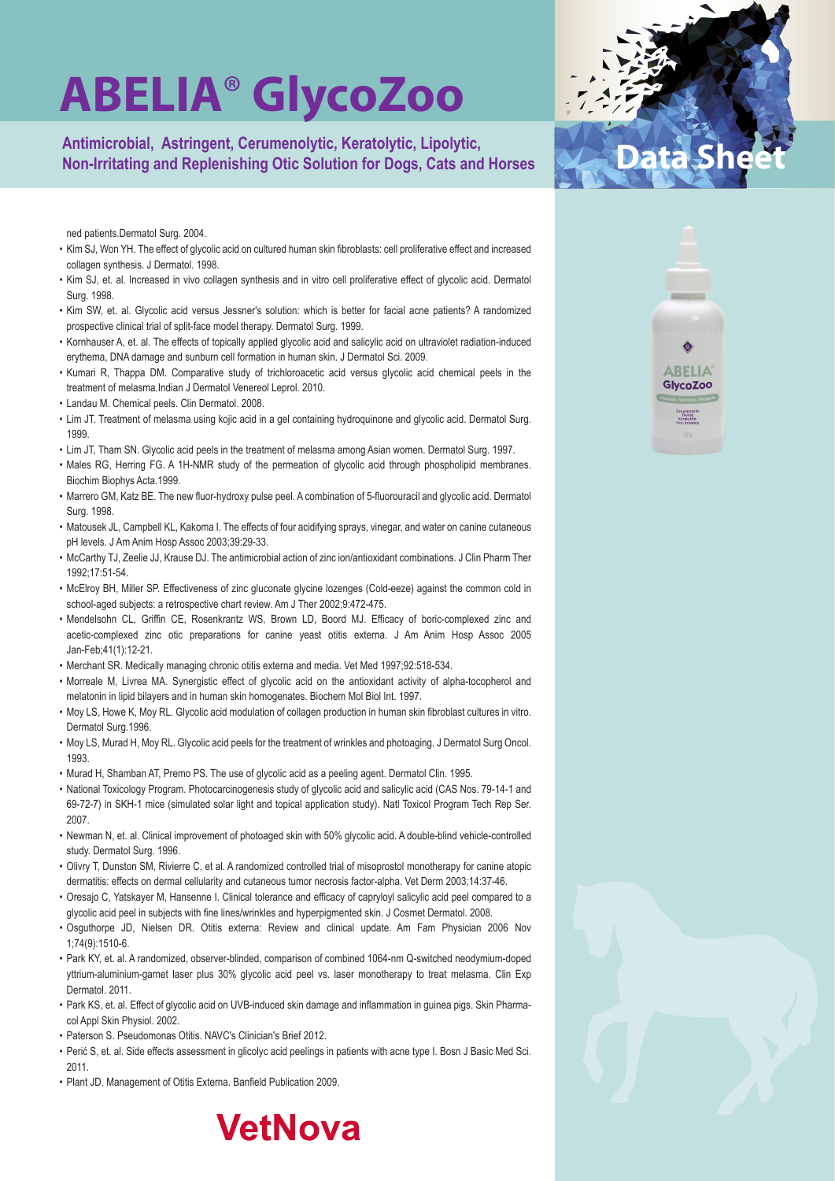ned patients.Dermatol Surg. 2004.

- Kim SJ, Won YH. The effect of glycolic acid on cultured human skin fibroblasts: cell proliferative effect and increased collagen synthesis. J Dermatol. 1998.
- Kim SJ, et. al. Increased in vivo collagen synthesis and in vitro cell proliferative effect of glycolic acid. Dermatol Surg. 1998.
- Kim SW, et. al. Glycolic acid versus Jessner's solution: which is better for facial acne patients? A randomized prospective clinical trial of split-face model therapy. Dermatol Surg. 1999.
- Kornhauser A, et. al. The effects of topically applied glycolic acid and salicylic acid on ultraviolet radiation-induced erythema, DNA damage and sunburn cell formation in human skin. J Dermatol Sci. 2009.
- Kumari R, Thappa DM. Comparative study of trichloroacetic acid versus glycolic acid chemical peels in the treatment of melasma.Indian J Dermatol Venereol Leprol. 2010.
- Landau M. Chemical peels. Clin Dermatol. 2008.
- Lim JT. Treatment of melasma using kojic acid in a gel containing hydroquinone and glycolic acid. Dermatol Surg. 1999.
- Lim JT, Tham SN. Glycolic acid peels in the treatment of melasma among Asian women. Dermatol Surg. 1997.
- Males RG, Herring FG. A 1H-NMR study of the permeation of glycolic acid through phospholipid membranes. Biochim Biophys Acta.1999.
- Marrero GM, Katz BE. The new fluor-hydroxy pulse peel. A combination of 5-fluorouracil and glycolic acid. Dermatol Surg. 1998.
- Matousek JL, Campbell KL, Kakoma I. The effects of four acidifying sprays, vinegar, and water on canine cutaneous pH levels. J Am Anim Hosp Assoc 2003;39:29-33.
- McCarthy TJ, Zeelie JJ, Krause DJ. The antimicrobial action of zinc ion/antioxidant combinations. J Clin Pharm Ther 1992;17:51-54.
- McElroy BH, Miller SP. Effectiveness of zinc gluconate glycine lozenges (Cold-eeze) against the common cold in school-aged subjects: a retrospective chart review. Am J Ther 2002;9:472-475.
- Mendelsohn CL, Griffin CE, Rosenkrantz WS, Brown LD, Boord MJ. Efficacy of boric-complexed zinc and acetic-complexed zinc otic preparations for canine yeast otitis externa. J Am Anim Hosp Assoc 2005 Jan-Feb;41(1):12-21.
- Merchant SR. Medically managing chronic otitis externa and media. Vet Med 1997;92:518-534.
- Morreale M, Livrea MA. Synergistic effect of glycolic acid on the antioxidant activity of alpha-tocopherol and melatonin in lipid bilayers and in human skin homogenates. Biochem Mol Biol Int. 1997.
- Moy LS, Howe K, Moy RL. Glycolic acid modulation of collagen production in human skin fibroblast cultures in vitro. Dermatol Surg.1996.
- Moy LS, Murad H, Moy RL. Glycolic acid peels for the treatment of wrinkles and photoaging. J Dermatol Surg Oncol. 1993.
- Murad H, Shamban AT, Premo PS. The use of glycolic acid as a peeling agent. Dermatol Clin. 1995.
- National Toxicology Program. Photocarcinogenesis study of glycolic acid and salicylic acid (CAS Nos. 79-14-1 and 69-72-7) in SKH-1 mice (simulated solar light and topical application study). Natl Toxicol Program Tech Rep Ser. 2007.
- Newman N, et. al. Clinical improvement of photoaged skin with 50% glycolic acid. A double-blind vehicle-controlled study. Dermatol Surg. 1996.
- Olivry T, Dunston SM, Rivierre C, et al. A randomized controlled trial of misoprostol monotherapy for canine atopic dermatitis: effects on dermal cellularity and cutaneous tumor necrosis factor-alpha. Vet Derm 2003;14:37-46.
- Oresajo C, Yatskayer M, Hansenne I. Clinical tolerance and efficacy of capryloyl salicylic acid peel compared to a glycolic acid peel in subjects with fine lines/wrinkles and hyperpigmented skin. J Cosmet Dermatol. 2008.
- Osguthorpe JD, Nielsen DR. Otitis externa: Review and clinical update. Am Fam Physician 2006 Nov 1;74(9):1510-6.
- Park KY, et. al. A randomized, observer-blinded, comparison of combined 1064-nm Q-switched neodymium-doped yttrium-aluminium-garnet laser plus 30% glycolic acid peel vs. laser monotherapy to treat melasma. Clin Exp Dermatol. 2011.
- Park KS, et. al. Effect of glycolic acid on UVB-induced skin damage and inflammation in guinea pigs. Skin Pharmacol Appl Skin Physiol. 2002.
- Paterson S. Pseudomonas Otitis. NAVC's Clinician's Brief 2012.
- Perić S, et. al. Side effects assessment in glicolyc acid peelings in patients with acne type I. Bosn J Basic Med Sci. 2011.
- Plant JD. Management of Otitis Externa. Banfield Publication 2009.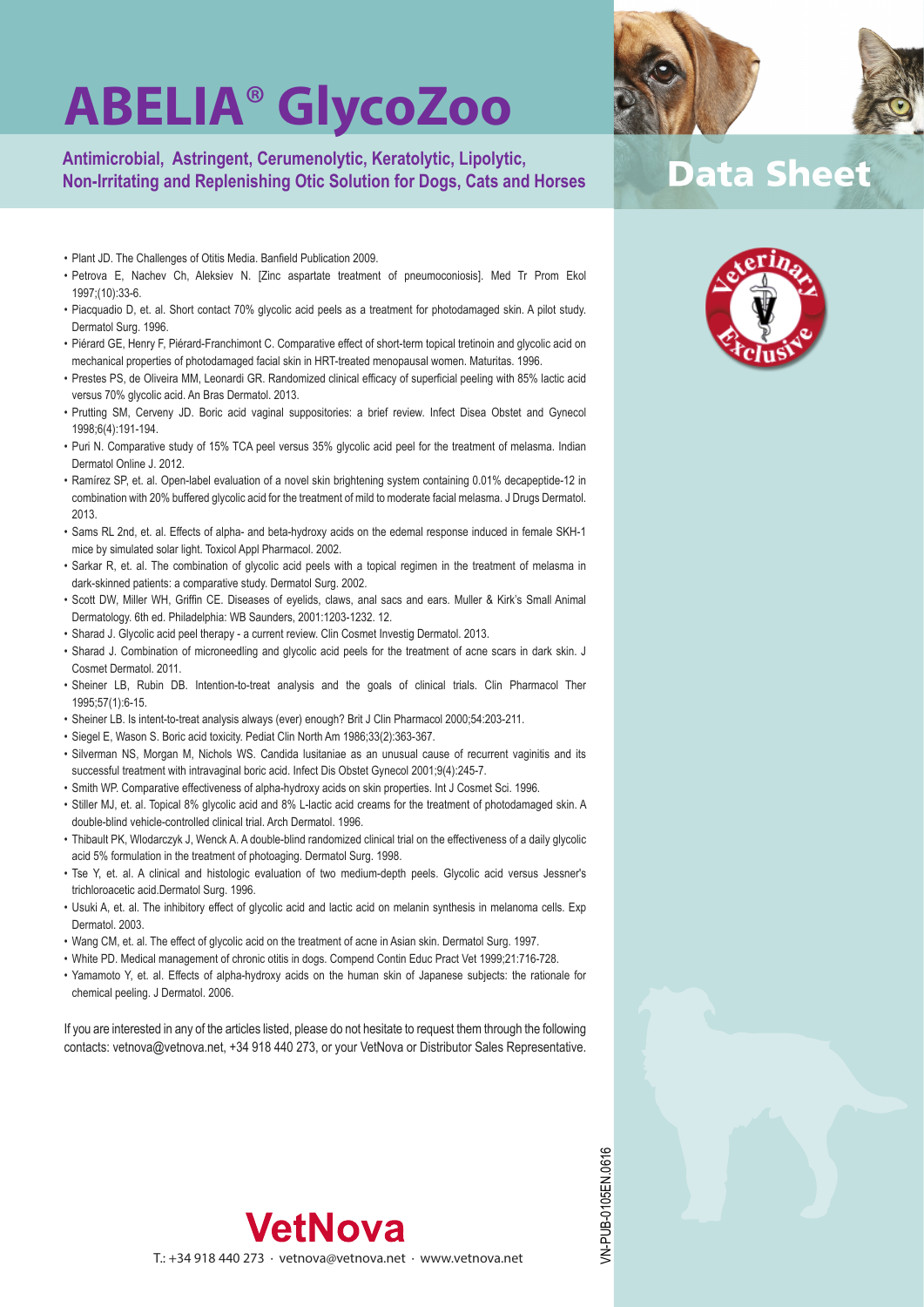# ABELIA® GlycoZoo

**Antimicrobial, Astringent, Cerumenolytic, Keratolytic, Lipolytic, Non-Irritating and Replenishing Otic Solution for Dogs, Cats and Horses**

## Data Sheet

- Plant JD. The Challenges of Otitis Media. Banfield Publication 2009.
- Petrova E, Nachev Ch, Aleksiev N. [Zinc aspartate treatment of pneumoconiosis]. Med Tr Prom Ekol 1997;(10):33-6.
- Piacquadio D, et. al. Short contact 70% glycolic acid peels as a treatment for photodamaged skin. A pilot study. Dermatol Surg. 1996.
- Piérard GE, Henry F, Piérard-Franchimont C. Comparative effect of short-term topical tretinoin and glycolic acid on mechanical properties of photodamaged facial skin in HRT-treated menopausal women. Maturitas. 1996.
- Prestes PS, de Oliveira MM, Leonardi GR. Randomized clinical efficacy of superficial peeling with 85% lactic acid versus 70% glycolic acid. An Bras Dermatol. 2013.
- Prutting SM, Cerveny JD. Boric acid vaginal suppositories: a brief review. Infect Disea Obstet and Gynecol 1998;6(4):191-194.
- Puri N. Comparative study of 15% TCA peel versus 35% glycolic acid peel for the treatment of melasma. Indian Dermatol Online J. 2012.
- Ramírez SP, et. al. Open-label evaluation of a novel skin brightening system containing 0.01% decapeptide-12 in combination with 20% buffered glycolic acid for the treatment of mild to moderate facial melasma. J Drugs Dermatol. 2013.
- Sams RL 2nd, et. al. Effects of alpha- and beta-hydroxy acids on the edemal response induced in female SKH-1 mice by simulated solar light. Toxicol Appl Pharmacol. 2002.
- Sarkar R, et. al. The combination of glycolic acid peels with a topical regimen in the treatment of melasma in dark-skinned patients: a comparative study. Dermatol Surg. 2002.
- Scott DW, Miller WH, Griffin CE. Diseases of eyelids, claws, anal sacs and ears. Muller & Kirk's Small Animal Dermatology. 6th ed. Philadelphia: WB Saunders, 2001:1203-1232. 12.
- Sharad J. Glycolic acid peel therapy - a current review. Clin Cosmet Investig Dermatol. 2013.
- Sharad J. Combination of microneedling and glycolic acid peels for the treatment of acne scars in dark skin. J Cosmet Dermatol. 2011.
- Sheiner LB, Rubin DB. Intention-to-treat analysis and the goals of clinical trials. Clin Pharmacol Ther 1995;57(1):6-15.
- Sheiner LB. Is intent-to-treat analysis always (ever) enough? Brit J Clin Pharmacol 2000;54:203-211.
- Siegel E, Wason S. Boric acid toxicity. Pediat Clin North Am 1986;33(2):363-367.
- Silverman NS, Morgan M, Nichols WS. Candida lusitaniae as an unusual cause of recurrent vaginitis and its successful treatment with intravaginal boric acid. Infect Dis Obstet Gynecol 2001;9(4):245-7.
- Smith WP. Comparative effectiveness of alpha-hydroxy acids on skin properties. Int J Cosmet Sci. 1996.
- Stiller MJ, et. al. Topical 8% glycolic acid and 8% L-lactic acid creams for the treatment of photodamaged skin. A double-blind vehicle-controlled clinical trial. Arch Dermatol. 1996.
- Thibault PK, Wlodarczyk J, Wenck A. A double-blind randomized clinical trial on the effectiveness of a daily glycolic acid 5% formulation in the treatment of photoaging. Dermatol Surg. 1998.
- Tse Y, et. al. A clinical and histologic evaluation of two medium-depth peels. Glycolic acid versus Jessner's trichloroacetic acid.Dermatol Surg. 1996.
- Usuki A, et. al. The inhibitory effect of glycolic acid and lactic acid on melanin synthesis in melanoma cells. Exp Dermatol. 2003.
- Wang CM, et. al. The effect of glycolic acid on the treatment of acne in Asian skin. Dermatol Surg. 1997.
- White PD. Medical management of chronic otitis in dogs. Compend Contin Educ Pract Vet 1999;21:716-728.
- Yamamoto Y, et. al. Effects of alpha-hydroxy acids on the human skin of Japanese subjects: the rationale for chemical peeling. J Dermatol. 2006.

If you are interested in any of the articles listed, please do not hesitate to request them through the following contacts: vetnova@vetnova.net, +34 918 440 273, or your VetNova or Distributor Sales Representative.

**VetNova**

T.: +34 918 440 273 · vetnova@vetnova.net · www.vetnova.net

VN-PUB-0105EN.0616